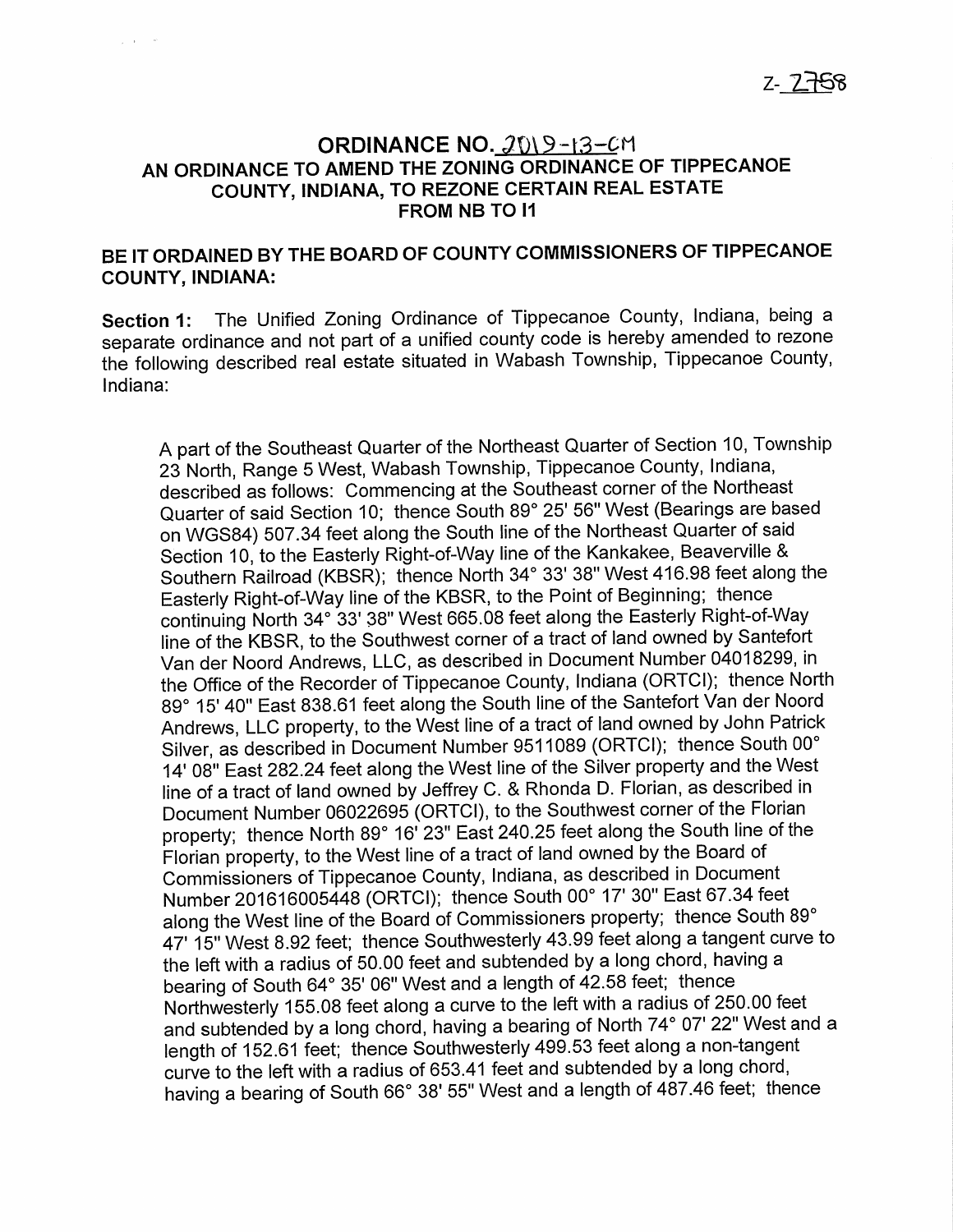Z-2758

# ORDINANCE NO. 2019-13-CM

## AN ORDINANCE TO AMEND THE ZONING ORDINANCE OF TIPPECANOE COUNTY, INDIANA, TO REZONE CERTAIN REAL ESTATE FROM NB TO I1

## BE IT ORDAINED BY THE BOARD OF COUNTY COMMISSIONERS OF TIPPECANOE COUNTY, INDIANA:

**Section 1:** The Unified Zoning Ordinance of Tippecanoe County, Indiana, being a separate ordinance and not part of a unified county code is hereby amended to rezone the following described real estate situated in Wabash Township, Tippecanoe County, Indiana:

A part of the Southeast Quarter of the Northeast Quarter of Section 10, Township 23 North, Range 5 West, Wabash Township, Tippecanoe County, Indiana, described as follows: Commencing at the Southeast corner of the Northeast Quarter of said Section 10; thence South 89° 25' 56" West (Bearings are based on WGS84) 507.34 feet along the South line of the Northeast Quarter of said Section 10, to the Easterly Right-of-Way line of the Kankakee, Beaverville & Southern Railroad (KBSR); thence North 34° 33' 38" West 416.98 feet along the Easterly Right-of-Way line of the KBSR, to the Point of Beginning; thence continuing North 34° 33' 38" West 665.08 feet along the Easterly Right-of-Way line of the KBSR, to the Southwest corner of a tract of land owned by Santefort Van der Noord Andrews, LLC, as described in Document Number 04018299, in the Office of the Recorder of Tippecanoe County, Indiana (ORTCI); thence North 89° 15' 40" East 838.61 feet along the South line of the Santefort Van der Noord Andrews, LLC property, to the West line of a tract of land owned by John Patrick Silver, as described in Document Number 9511089 (ORTCI); thence South 00° 14' 08" East 282.24 feet along the West line of the Silver property and the West line of a tract of land owned by Jeffrey C. & Rhonda D. Florian, as described in Document Number 06022695 (ORTCI), to the Southwest corner of the Florian property; thence North 89° 16' 23" East 240.25 feet along the South line of the Florian property, to the West line of a tract of land owned by the Board of Commissioners of Tippecanoe County, Indiana, as described in Document Number 201616005448 (ORTCI); thence South 00° 17' 30" East 67.34 feet along the West line of the Board of Commissioners property; thence South 89° 47' 15" West 8.92 feet; thence Southwesterly 43.99 feet along a tangent curve to the left with a radius of 50.00 feet and subtended by a long chord, having a bearing of South 64° 35' 06" West and a length of 42.58 feet; thence Northwesterly 155.08 feet along a curve to the left with a radius of 250.00 feet and subtended by a long chord, having a bearing of North 74° 07' 22" West and a length of 152.61 feet; thence Southwesterly 499.53 feet along a non-tangent curve to the left with a radius of 653.41 feet and subtended by a long chord, having a bearing of South 66° 38' 55" West and a length of 487.46 feet; thence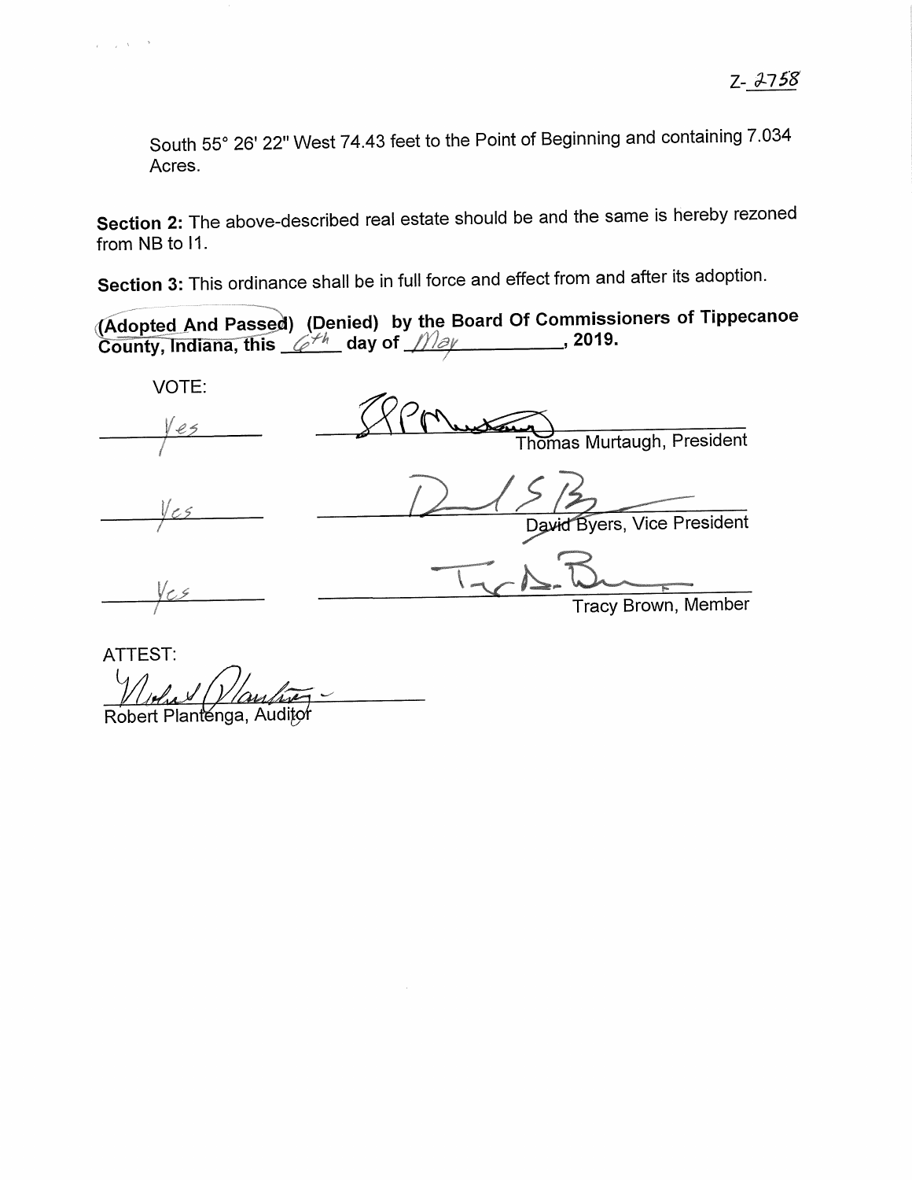Z- 2758

South 55° 26' 22" West 74.43 feet to the Point of Beginning and containing 7.034 Acres.

**Section 2:** The above-described real estate should be and the same is hereby rezoned from NB to I1.

**Section 3:** This ordinance shall be in full force and effect from and after its adoption.

**(Adopted And Passed) (Denied) by the Board Of Commissioners of Tippecanoe County, Indiana, this** 6th **day of** May**, 2019.**

VOTE:

Yes ______________________ Thomas Murtaugh, President

Yes ______________________ David Byers, Vice President

Yes ______________________ Tracy Brown, Member

ATTEST:

______________________
Robert Plantenga, Auditor